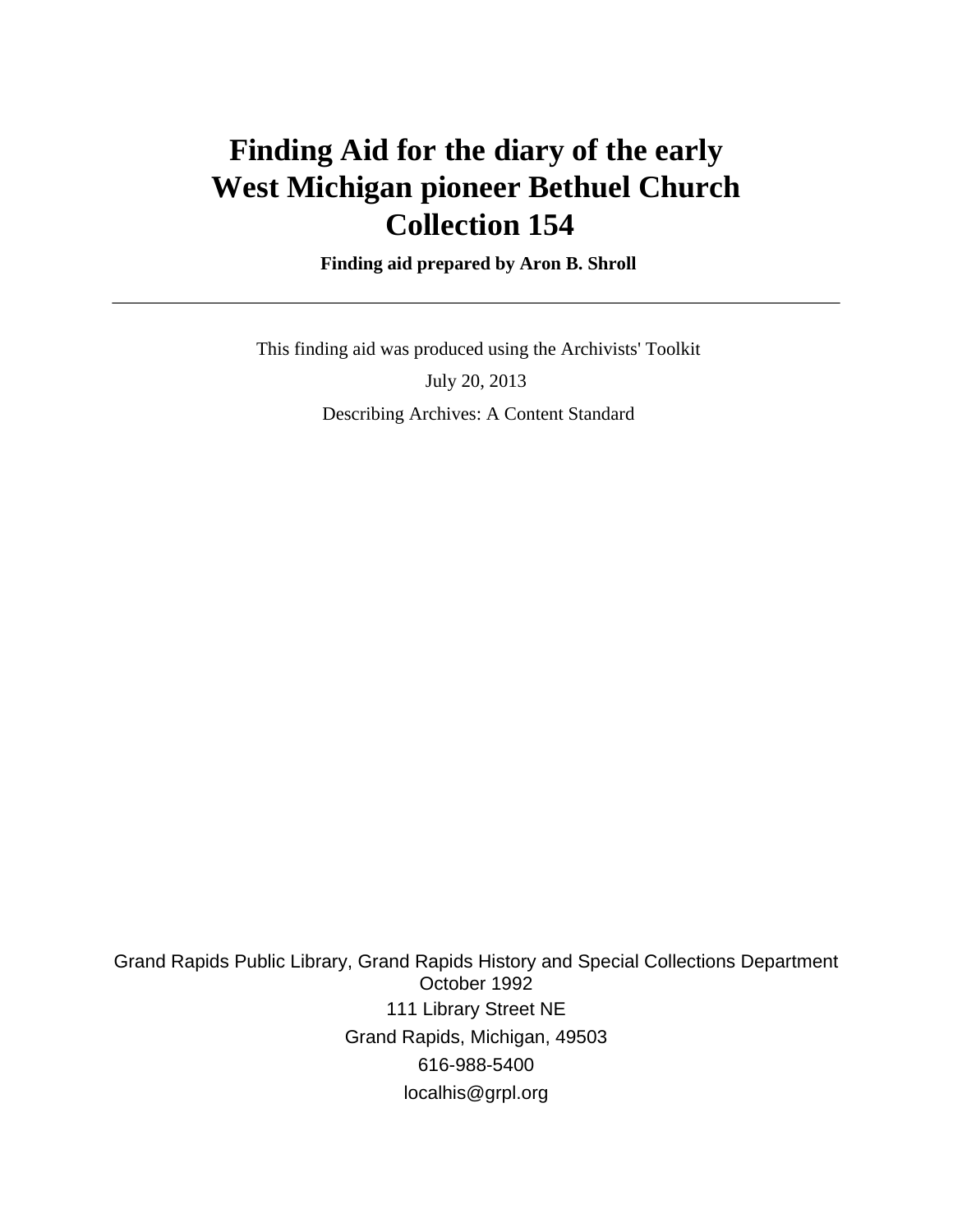# Finding Aid for the diary of the early West Michigan pioneer Bethuel Church Collection 154

**Finding aid prepared by Aron B. Shroll**

---

This finding aid was produced using the Archivists' Toolkit

July 20, 2013

Describing Archives: A Content Standard

Grand Rapids Public Library, Grand Rapids History and Special Collections Department
October 1992
111 Library Street NE
Grand Rapids, Michigan, 49503
616-988-5400
localhis@grpl.org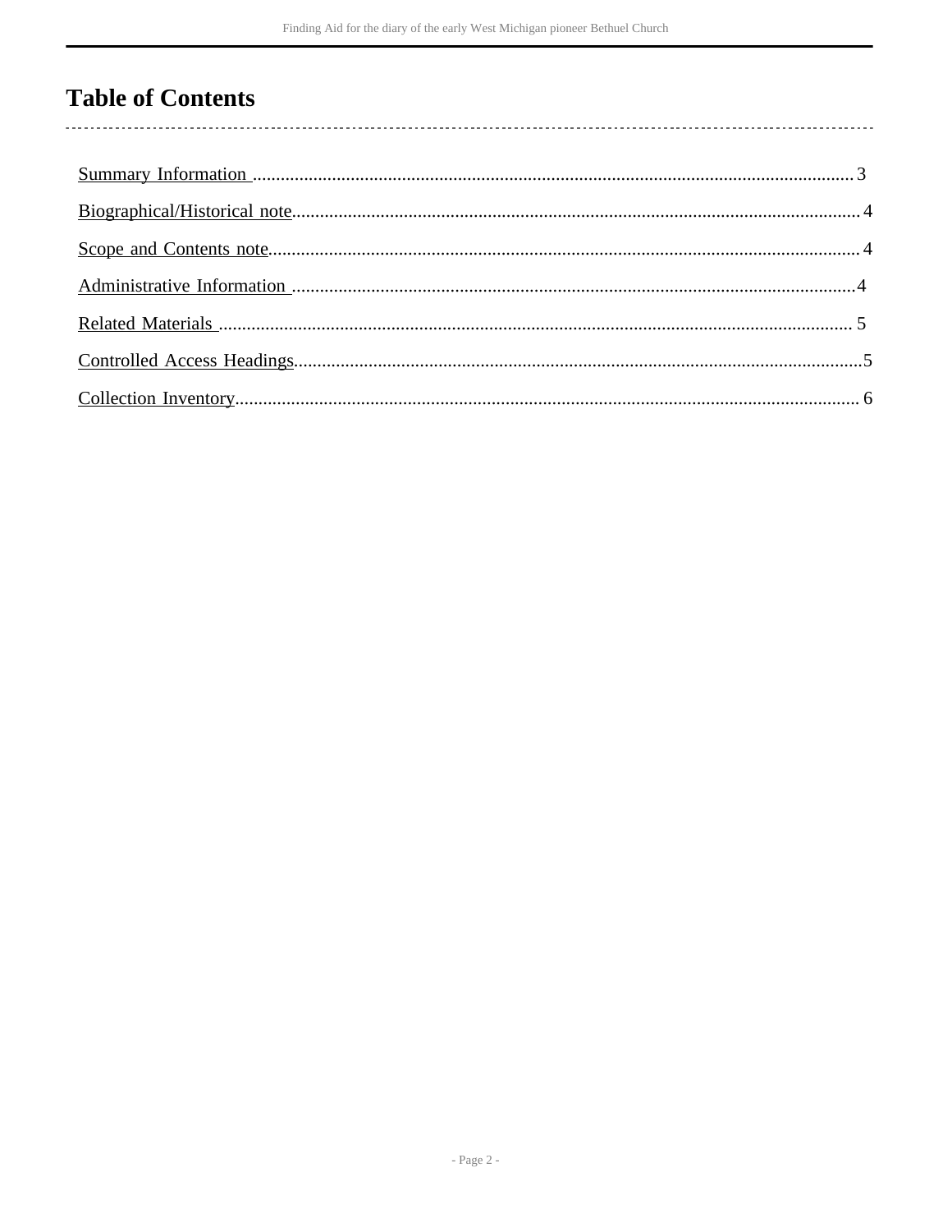# Table of Contents

Summary Information .................................................................................................................................3

Biographical/Historical note.........................................................................................................................4

Scope and Contents note..............................................................................................................................4

Administrative Information ........................................................................................................................4

Related Materials ....................................................................................................................................... 5

Controlled Access Headings.........................................................................................................................5

Collection Inventory..................................................................................................................................... 6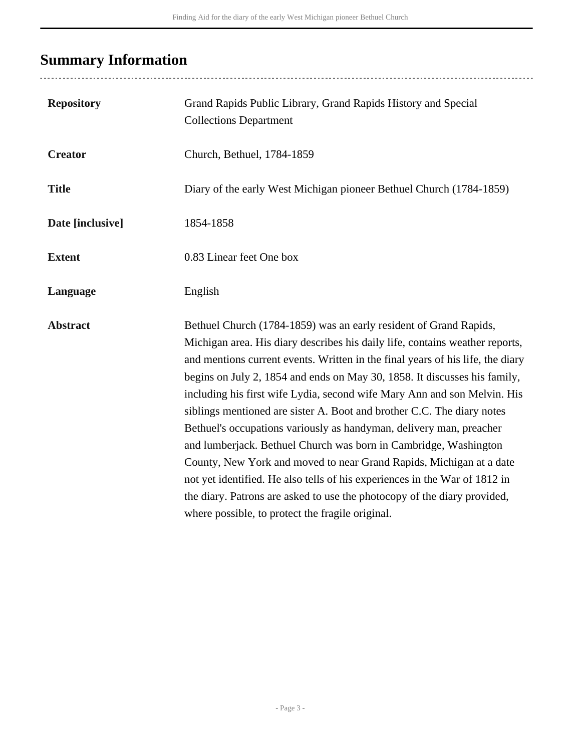## Summary Information

| | |
|---|---|
| **Repository** | Grand Rapids Public Library, Grand Rapids History and Special Collections Department |
| **Creator** | Church, Bethuel, 1784-1859 |
| **Title** | Diary of the early West Michigan pioneer Bethuel Church (1784-1859) |
| **Date [inclusive]** | 1854-1858 |
| **Extent** | 0.83 Linear feet One box |
| **Language** | English |
| **Abstract** | Bethuel Church (1784-1859) was an early resident of Grand Rapids, Michigan area. His diary describes his daily life, contains weather reports, and mentions current events. Written in the final years of his life, the diary begins on July 2, 1854 and ends on May 30, 1858. It discusses his family, including his first wife Lydia, second wife Mary Ann and son Melvin. His siblings mentioned are sister A. Boot and brother C.C. The diary notes Bethuel's occupations variously as handyman, delivery man, preacher and lumberjack. Bethuel Church was born in Cambridge, Washington County, New York and moved to near Grand Rapids, Michigan at a date not yet identified. He also tells of his experiences in the War of 1812 in the diary. Patrons are asked to use the photocopy of the diary provided, where possible, to protect the fragile original. |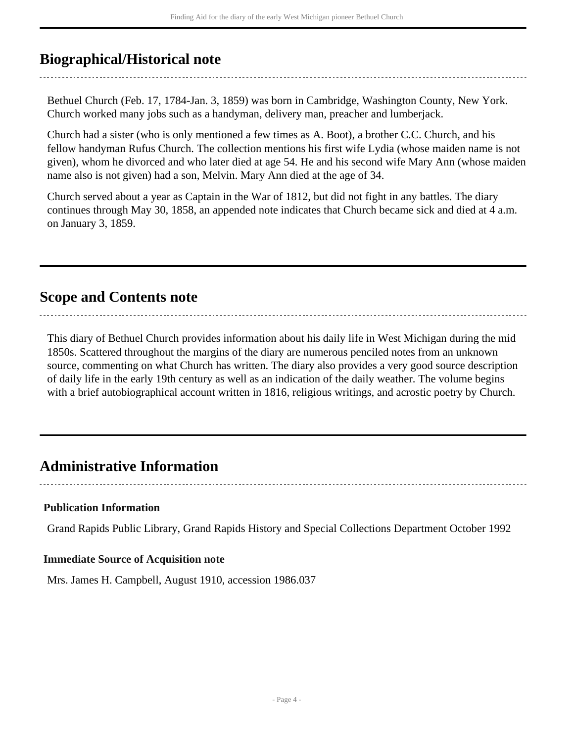## Biographical/Historical note

Bethuel Church (Feb. 17, 1784-Jan. 3, 1859) was born in Cambridge, Washington County, New York. Church worked many jobs such as a handyman, delivery man, preacher and lumberjack.

Church had a sister (who is only mentioned a few times as A. Boot), a brother C.C. Church, and his fellow handyman Rufus Church. The collection mentions his first wife Lydia (whose maiden name is not given), whom he divorced and who later died at age 54. He and his second wife Mary Ann (whose maiden name also is not given) had a son, Melvin. Mary Ann died at the age of 34.

Church served about a year as Captain in the War of 1812, but did not fight in any battles. The diary continues through May 30, 1858, an appended note indicates that Church became sick and died at 4 a.m. on January 3, 1859.

## Scope and Contents note

This diary of Bethuel Church provides information about his daily life in West Michigan during the mid 1850s. Scattered throughout the margins of the diary are numerous penciled notes from an unknown source, commenting on what Church has written. The diary also provides a very good source description of daily life in the early 19th century as well as an indication of the daily weather. The volume begins with a brief autobiographical account written in 1816, religious writings, and acrostic poetry by Church.

## Administrative Information

### Publication Information

Grand Rapids Public Library, Grand Rapids History and Special Collections Department October 1992

### Immediate Source of Acquisition note

Mrs. James H. Campbell, August 1910, accession 1986.037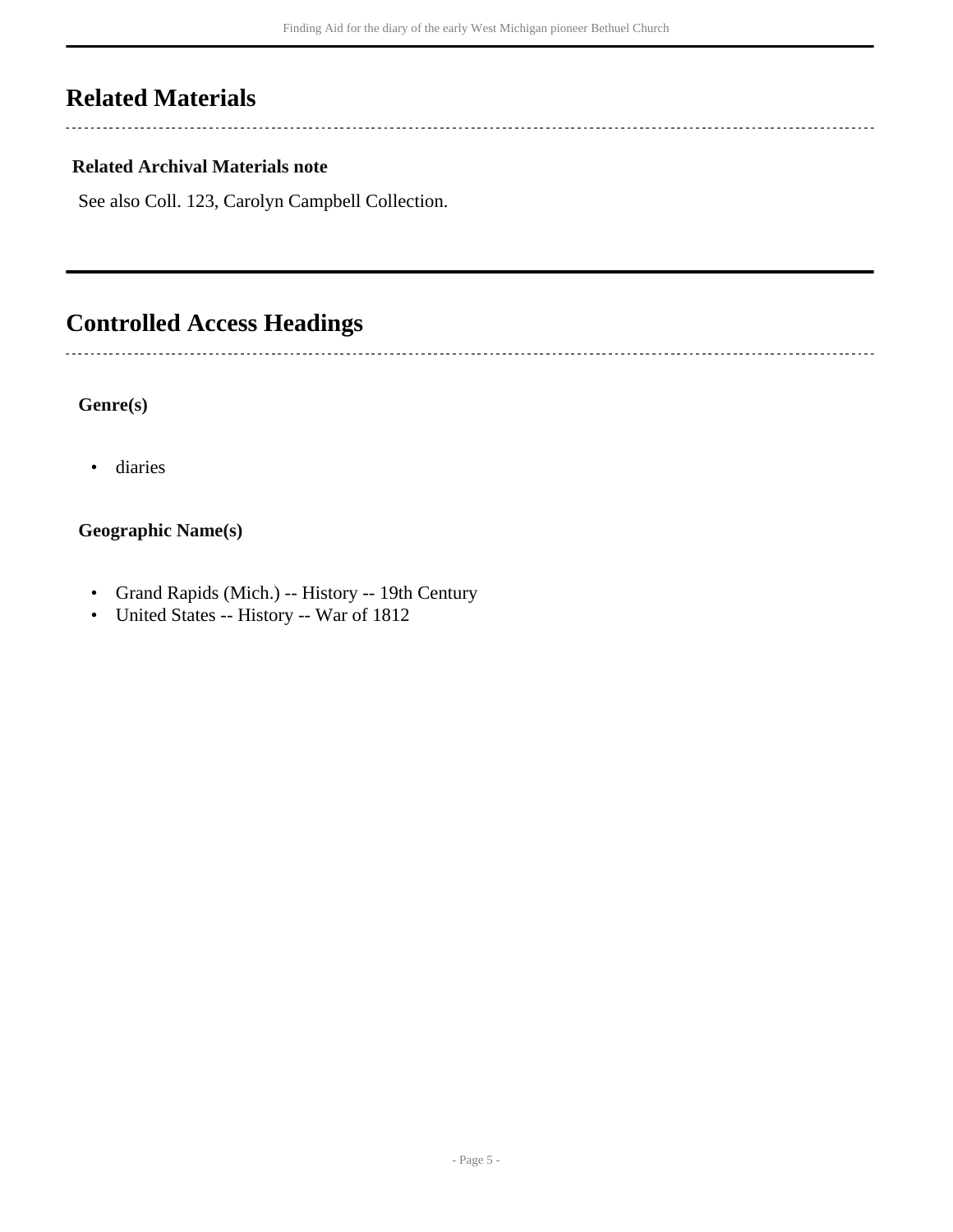## Related Materials

**Related Archival Materials note**

See also Coll. 123, Carolyn Campbell Collection.

## Controlled Access Headings

**Genre(s)**

- diaries

**Geographic Name(s)**

- Grand Rapids (Mich.) -- History -- 19th Century
- United States -- History -- War of 1812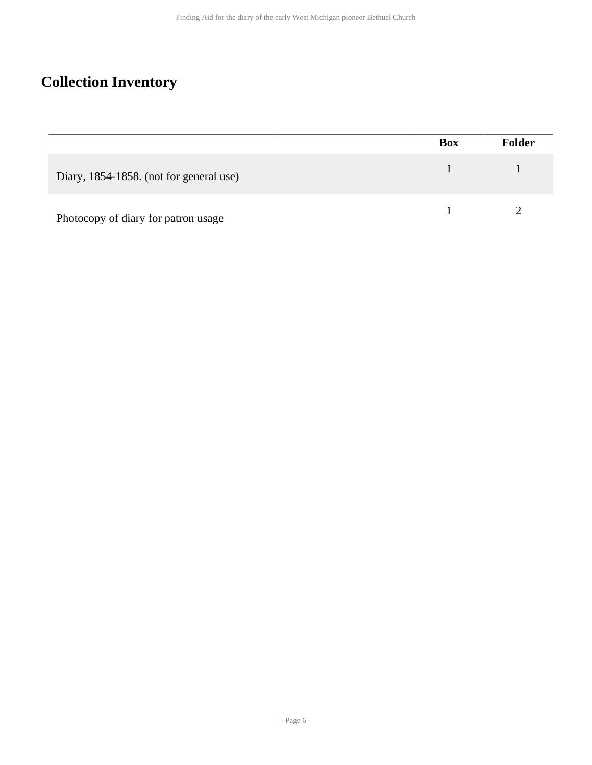# Collection Inventory

| | Box | Folder |
|---|---|---|
| Diary, 1854-1858. (not for general use) | 1 | 1 |
| Photocopy of diary for patron usage | 1 | 2 |